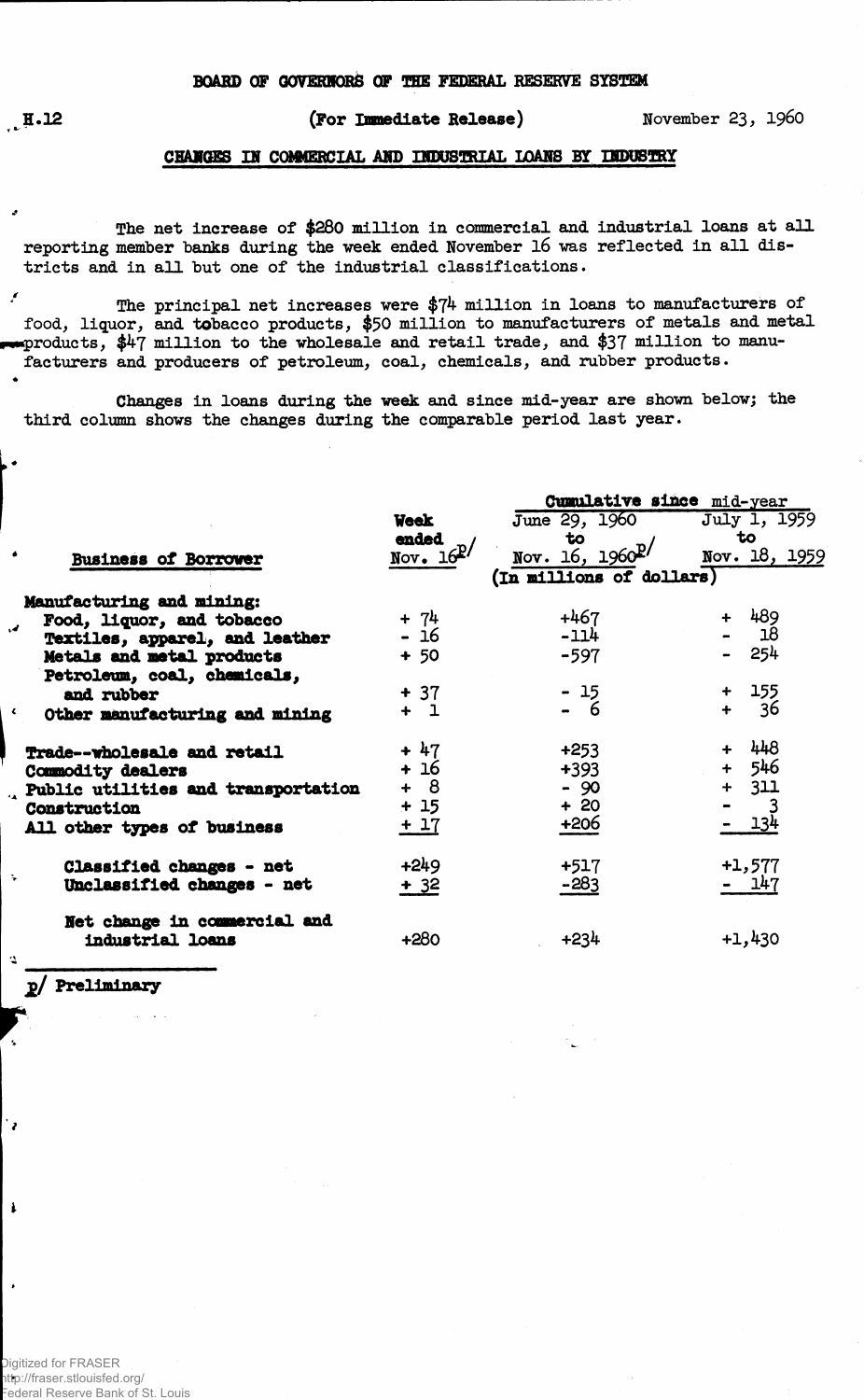BOARD OF GOVERNORS OF THE FEDERAL RESERVE SYSTEM

H.12 (For Immediate Release) November 23, 1960

## CHANGES IN COMMERCIAL AND INDUSTRIAL LOANS BY INDUSTRY

The net increase of $280 million in commercial and industrial loans at all reporting member banks during the week ended November 16 was reflected in all districts and in all but one of the industrial classifications.

The principal net increases were $74 million in loans to manufacturers of food, liquor, and tobacco products, $50 million to manufacturers of metals and metal products, $47 million to the wholesale and retail trade, and $37 million to manufacturers and producers of petroleum, coal, chemicals, and rubber products.

Changes in loans during the week and since mid-year are shown below; the third column shows the changes during the comparable period last year.

| Business of Borrower | Week ended Nov. 16 p/ | Cumulative since mid-year: June 29, 1960 to Nov. 16, 1960 p/ | Cumulative since mid-year: July 1, 1959 to Nov. 18, 1959 |
|---|---|---|---|
| | (In millions of dollars) | | |
| **Manufacturing and mining:** | | | |
| Food, liquor, and tobacco | + 74 | +467 | + 489 |
| Textiles, apparel, and leather | - 16 | -114 | - 18 |
| Metals and metal products | + 50 | -597 | - 254 |
| Petroleum, coal, chemicals, and rubber | + 37 | - 15 | + 155 |
| Other manufacturing and mining | + 1 | - 6 | + 36 |
| Trade--wholesale and retail | + 47 | +253 | + 448 |
| Commodity dealers | + 16 | +393 | + 546 |
| Public utilities and transportation | + 8 | - 90 | + 311 |
| Construction | + 15 | + 20 | - 3 |
| All other types of business | + 17 | +206 | - 134 |
| Classified changes - net | +249 | +517 | +1,577 |
| Unclassified changes - net | + 32 | -283 | - 147 |
| Net change in commercial and industrial loans | +280 | +234 | +1,430 |

p/ Preliminary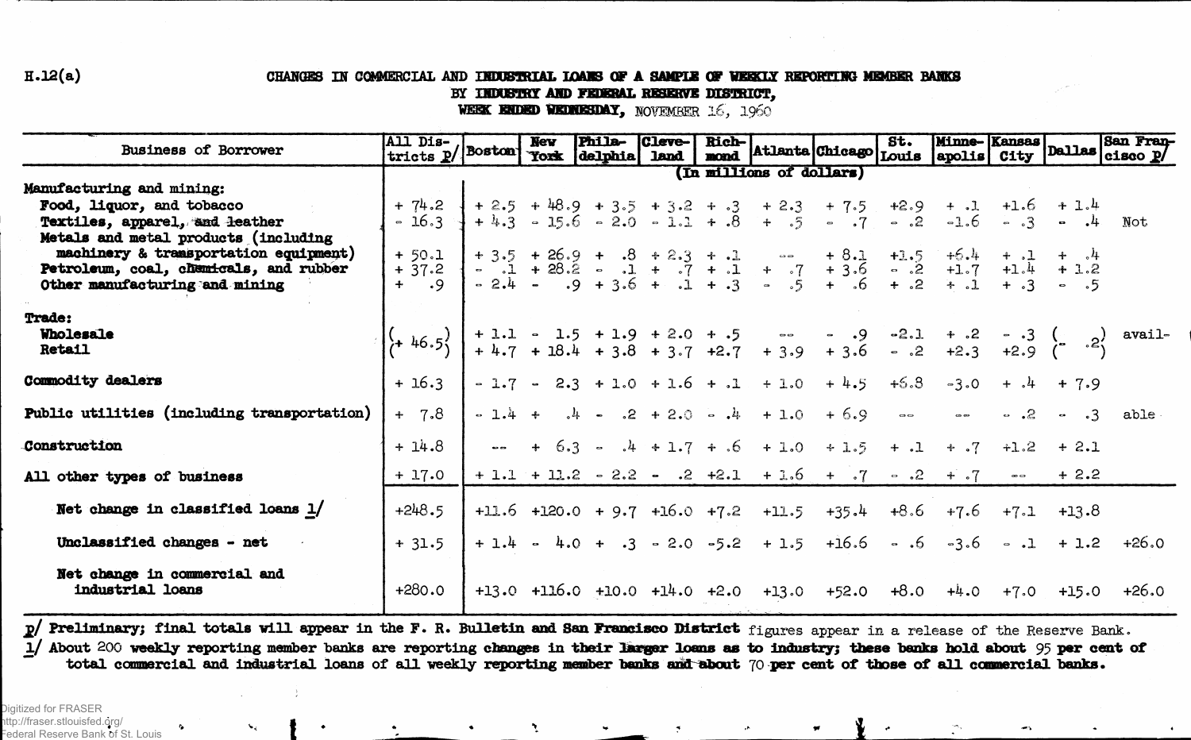H.12(a)

# CHANGES IN COMMERCIAL AND INDUSTRIAL LOANS OF A SAMPLE OF WEEKLY REPORTING MEMBER BANKS BY INDUSTRY AND FEDERAL RESERVE DISTRICT, WEEK ENDED WEDNESDAY, NOVEMBER 16, 1960

| Business of Borrower | All Districts p/ | Boston | New York | Philadelphia | Cleveland | Richmond | Atlanta | Chicago | St. Louis | Minneapolis | Kansas City | Dallas | San Francisco p/ |
|---|---|---|---|---|---|---|---|---|---|---|---|---|---|
| | (In millions of dollars) | | | | | | | | | | | | |
| **Manufacturing and mining:** | | | | | | | | | | | | | |
| **Food, liquor, and tobacco** | + 74.2 | + 2.5 | + 48.9 | + 3.5 | + 3.2 | + .3 | + 2.3 | + 7.5 | +2.9 | + .1 | +1.6 | + 1.4 | |
| **Textiles, apparel, and leather** | - 16.3 | + 4.3 | - 15.6 | - 2.0 | - 1.1 | + .8 | + .5 | - .7 | - .2 | -1.6 | - .3 | - .4 | Not |
| **Metals and metal products (including machinery & transportation equipment)** | + 50.1 | + 3.5 | + 26.9 | + .8 | + 2.3 | + .1 | -- | + 8.1 | +1.5 | +6.4 | + .1 | + .4 | |
| **Petroleum, coal, chemicals, and rubber** | + 37.2 | - .1 | + 28.2 | - .1 | + .7 | + .1 | + .7 | + 3.6 | - .2 | +1.7 | +1.4 | + 1.2 | |
| **Other manufacturing and mining** | + .9 | - 2.4 | - .9 | + 3.6 | + .1 | + .3 | - .5 | + .6 | + .2 | + .1 | + .3 | - .5 | |
| **Trade:** | | | | | | | | | | | | | |
| **Wholesale** | (+ 46.5) | + 1.1 | - 1.5 | + 1.9 | + 2.0 | + .5 | -- | - .9 | -2.1 | + .2 | - .3 | (- .2) | avail- |
| **Retail** | | + 4.7 | + 18.4 | + 3.8 | + 3.7 | +2.7 | + 3.9 | + 3.6 | - .2 | +2.3 | +2.9 | | |
| **Commodity dealers** | + 16.3 | - 1.7 | - 2.3 | + 1.0 | + 1.6 | + .1 | + 1.0 | + 4.5 | +6.8 | -3.0 | + .4 | + 7.9 | |
| **Public utilities (including transportation)** | + 7.8 | - 1.4 | + .4 | - .2 | + 2.0 | - .4 | + 1.0 | + 6.9 | -- | -- | - .2 | - .3 | able |
| **Construction** | + 14.8 | -- | + 6.3 | - .4 | + 1.7 | + .6 | + 1.0 | + 1.5 | + .1 | + .7 | +1.2 | + 2.1 | |
| **All other types of business** | + 17.0 | + 1.1 | + 11.2 | - 2.2 | - .2 | +2.1 | + 1.6 | + .7 | - .2 | + .7 | -- | + 2.2 | |
| **Net change in classified loans 1/** | +248.5 | +11.6 | +120.0 | + 9.7 | +16.0 | +7.2 | +11.5 | +35.4 | +8.6 | +7.6 | +7.1 | +13.8 | |
| **Unclassified changes - net** | + 31.5 | + 1.4 | - 4.0 | + .3 | - 2.0 | -5.2 | + 1.5 | +16.6 | - .6 | -3.6 | - .1 | + 1.2 | +26.0 |
| **Net change in commercial and industrial loans** | +280.0 | +13.0 | +116.0 | +10.0 | +14.0 | +2.0 | +13.0 | +52.0 | +8.0 | +4.0 | +7.0 | +15.0 | +26.0 |

**p/ Preliminary; final totals will appear in the F. R. Bulletin and San Francisco District** figures appear in a release of the Reserve Bank.

**1/ About** 200 **weekly reporting member banks are reporting changes in their larger loans as to industry; these banks hold about** 95 **per cent of total commercial and industrial loans of all weekly reporting member banks and about** 70 **per cent of those of all commercial banks.**